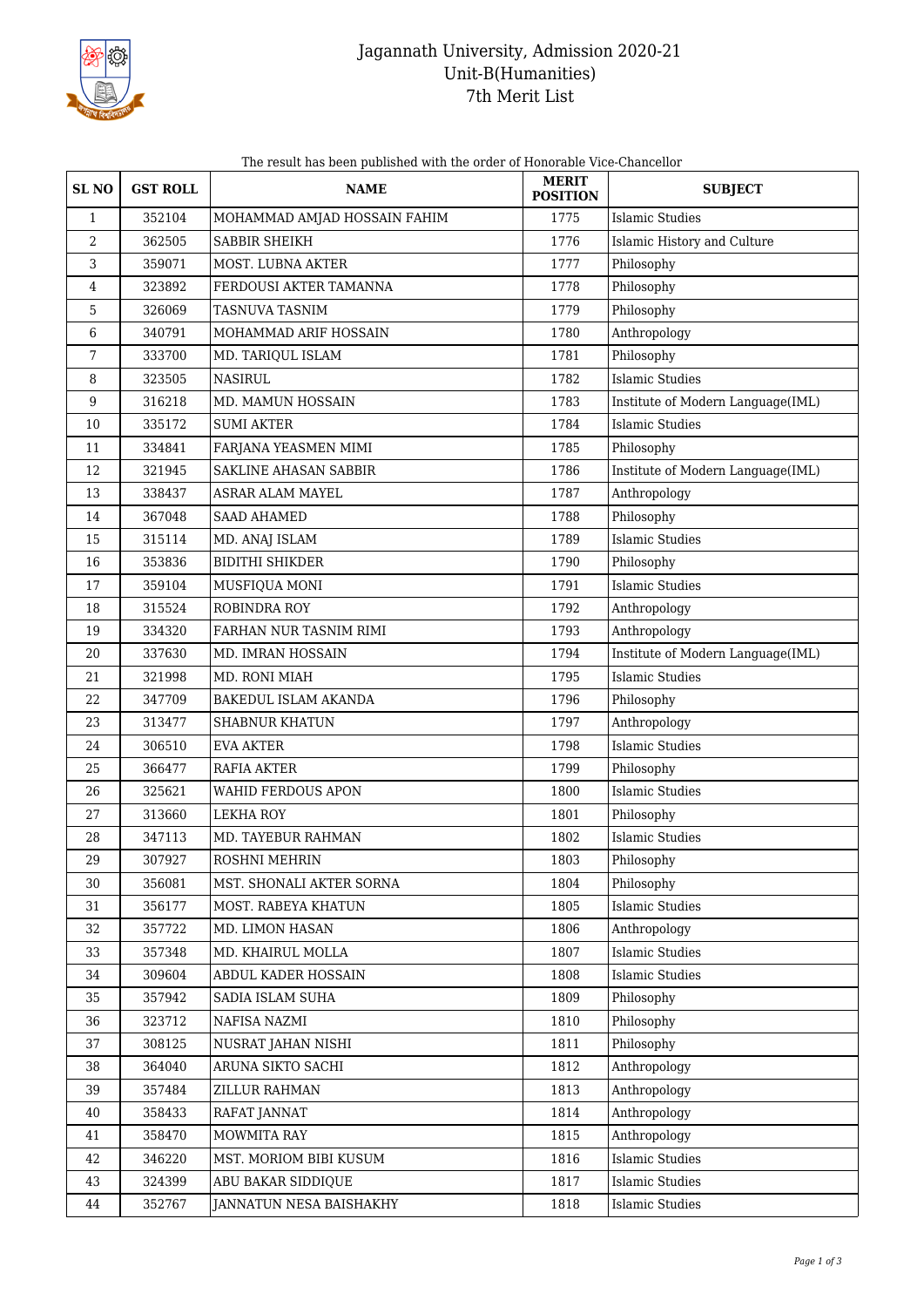# Jagannath University, Admission 2020-21
## Unit-B(Humanities)
## 7th Merit List

The result has been published with the order of Honorable Vice-Chancellor

| SL NO | GST ROLL | NAME | MERIT POSITION | SUBJECT |
|---|---|---|---|---|
| 1 | 352104 | MOHAMMAD AMJAD HOSSAIN FAHIM | 1775 | Islamic Studies |
| 2 | 362505 | SABBIR SHEIKH | 1776 | Islamic History and Culture |
| 3 | 359071 | MOST. LUBNA AKTER | 1777 | Philosophy |
| 4 | 323892 | FERDOUSI AKTER TAMANNA | 1778 | Philosophy |
| 5 | 326069 | TASNUVA TASNIM | 1779 | Philosophy |
| 6 | 340791 | MOHAMMAD ARIF HOSSAIN | 1780 | Anthropology |
| 7 | 333700 | MD. TARIQUL ISLAM | 1781 | Philosophy |
| 8 | 323505 | NASIRUL | 1782 | Islamic Studies |
| 9 | 316218 | MD. MAMUN HOSSAIN | 1783 | Institute of Modern Language(IML) |
| 10 | 335172 | SUMI AKTER | 1784 | Islamic Studies |
| 11 | 334841 | FARJANA YEASMEN MIMI | 1785 | Philosophy |
| 12 | 321945 | SAKLINE AHASAN SABBIR | 1786 | Institute of Modern Language(IML) |
| 13 | 338437 | ASRAR ALAM MAYEL | 1787 | Anthropology |
| 14 | 367048 | SAAD AHAMED | 1788 | Philosophy |
| 15 | 315114 | MD. ANAJ ISLAM | 1789 | Islamic Studies |
| 16 | 353836 | BIDITHI SHIKDER | 1790 | Philosophy |
| 17 | 359104 | MUSFIQUA MONI | 1791 | Islamic Studies |
| 18 | 315524 | ROBINDRA ROY | 1792 | Anthropology |
| 19 | 334320 | FARHAN NUR TASNIM RIMI | 1793 | Anthropology |
| 20 | 337630 | MD. IMRAN HOSSAIN | 1794 | Institute of Modern Language(IML) |
| 21 | 321998 | MD. RONI MIAH | 1795 | Islamic Studies |
| 22 | 347709 | BAKEDUL ISLAM AKANDA | 1796 | Philosophy |
| 23 | 313477 | SHABNUR KHATUN | 1797 | Anthropology |
| 24 | 306510 | EVA AKTER | 1798 | Islamic Studies |
| 25 | 366477 | RAFIA AKTER | 1799 | Philosophy |
| 26 | 325621 | WAHID FERDOUS APON | 1800 | Islamic Studies |
| 27 | 313660 | LEKHA ROY | 1801 | Philosophy |
| 28 | 347113 | MD. TAYEBUR RAHMAN | 1802 | Islamic Studies |
| 29 | 307927 | ROSHNI MEHRIN | 1803 | Philosophy |
| 30 | 356081 | MST. SHONALI AKTER SORNA | 1804 | Philosophy |
| 31 | 356177 | MOST. RABEYA KHATUN | 1805 | Islamic Studies |
| 32 | 357722 | MD. LIMON HASAN | 1806 | Anthropology |
| 33 | 357348 | MD. KHAIRUL MOLLA | 1807 | Islamic Studies |
| 34 | 309604 | ABDUL KADER HOSSAIN | 1808 | Islamic Studies |
| 35 | 357942 | SADIA ISLAM SUHA | 1809 | Philosophy |
| 36 | 323712 | NAFISA NAZMI | 1810 | Philosophy |
| 37 | 308125 | NUSRAT JAHAN NISHI | 1811 | Philosophy |
| 38 | 364040 | ARUNA SIKTO SACHI | 1812 | Anthropology |
| 39 | 357484 | ZILLUR RAHMAN | 1813 | Anthropology |
| 40 | 358433 | RAFAT JANNAT | 1814 | Anthropology |
| 41 | 358470 | MOWMITA RAY | 1815 | Anthropology |
| 42 | 346220 | MST. MORIOM BIBI KUSUM | 1816 | Islamic Studies |
| 43 | 324399 | ABU BAKAR SIDDIQUE | 1817 | Islamic Studies |
| 44 | 352767 | JANNATUN NESA BAISHAKHY | 1818 | Islamic Studies |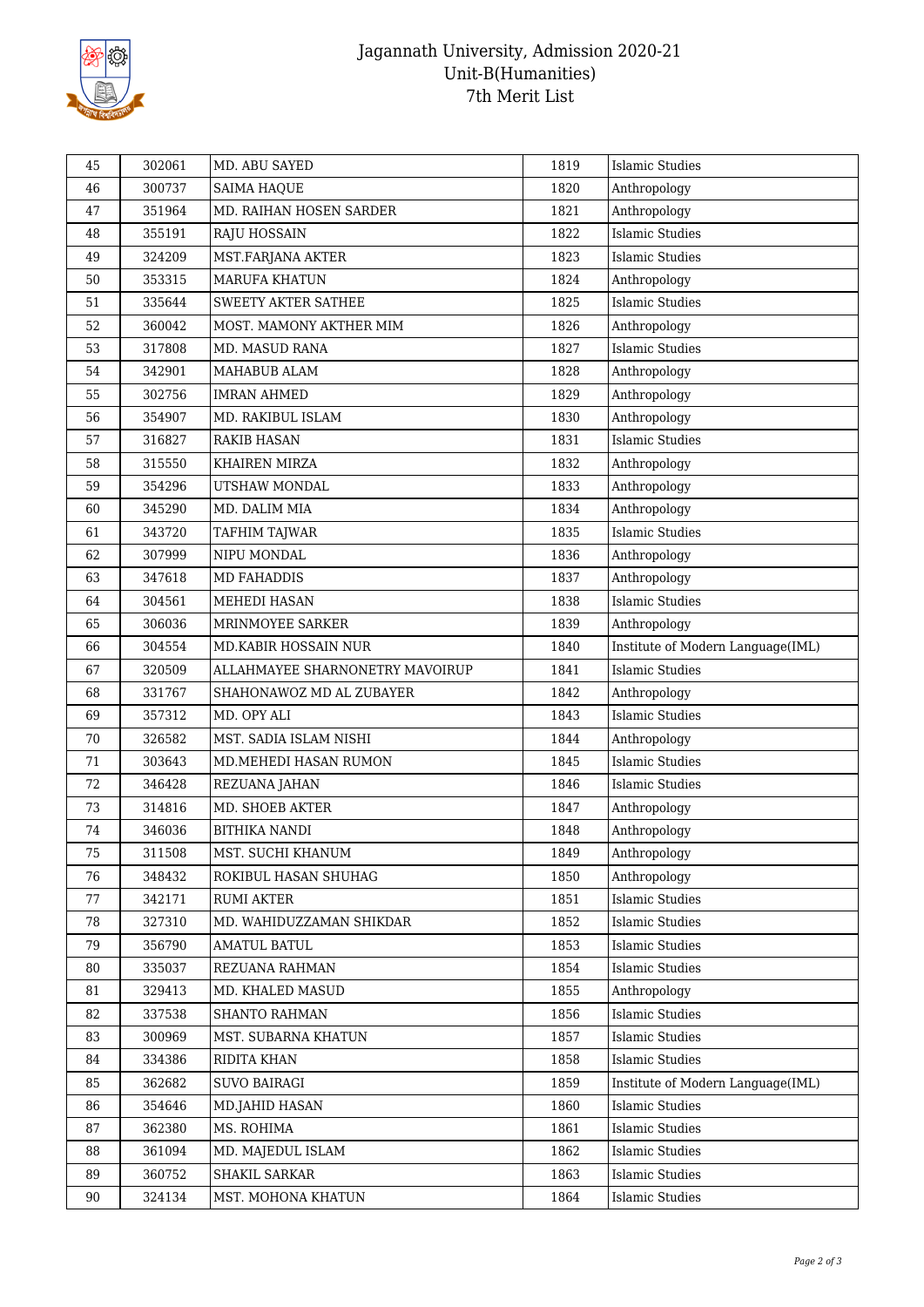# Jagannath University, Admission 2020-21
## Unit-B(Humanities)
## 7th Merit List

| | | | | |
|---|---|---|---|---|
| 45 | 302061 | MD. ABU SAYED | 1819 | Islamic Studies |
| 46 | 300737 | SAIMA HAQUE | 1820 | Anthropology |
| 47 | 351964 | MD. RAIHAN HOSEN SARDER | 1821 | Anthropology |
| 48 | 355191 | RAJU HOSSAIN | 1822 | Islamic Studies |
| 49 | 324209 | MST.FARJANA AKTER | 1823 | Islamic Studies |
| 50 | 353315 | MARUFA KHATUN | 1824 | Anthropology |
| 51 | 335644 | SWEETY AKTER SATHEE | 1825 | Islamic Studies |
| 52 | 360042 | MOST. MAMONY AKTHER MIM | 1826 | Anthropology |
| 53 | 317808 | MD. MASUD RANA | 1827 | Islamic Studies |
| 54 | 342901 | MAHABUB ALAM | 1828 | Anthropology |
| 55 | 302756 | IMRAN AHMED | 1829 | Anthropology |
| 56 | 354907 | MD. RAKIBUL ISLAM | 1830 | Anthropology |
| 57 | 316827 | RAKIB HASAN | 1831 | Islamic Studies |
| 58 | 315550 | KHAIREN MIRZA | 1832 | Anthropology |
| 59 | 354296 | UTSHAW MONDAL | 1833 | Anthropology |
| 60 | 345290 | MD. DALIM MIA | 1834 | Anthropology |
| 61 | 343720 | TAFHIM TAJWAR | 1835 | Islamic Studies |
| 62 | 307999 | NIPU MONDAL | 1836 | Anthropology |
| 63 | 347618 | MD FAHADDIS | 1837 | Anthropology |
| 64 | 304561 | MEHEDI HASAN | 1838 | Islamic Studies |
| 65 | 306036 | MRINMOYEE SARKER | 1839 | Anthropology |
| 66 | 304554 | MD.KABIR HOSSAIN NUR | 1840 | Institute of Modern Language(IML) |
| 67 | 320509 | ALLAHMAYEE SHARNONETRY MAVOIRUP | 1841 | Islamic Studies |
| 68 | 331767 | SHAHONAWOZ MD AL ZUBAYER | 1842 | Anthropology |
| 69 | 357312 | MD. OPY ALI | 1843 | Islamic Studies |
| 70 | 326582 | MST. SADIA ISLAM NISHI | 1844 | Anthropology |
| 71 | 303643 | MD.MEHEDI HASAN RUMON | 1845 | Islamic Studies |
| 72 | 346428 | REZUANA JAHAN | 1846 | Islamic Studies |
| 73 | 314816 | MD. SHOEB AKTER | 1847 | Anthropology |
| 74 | 346036 | BITHIKA NANDI | 1848 | Anthropology |
| 75 | 311508 | MST. SUCHI KHANUM | 1849 | Anthropology |
| 76 | 348432 | ROKIBUL HASAN SHUHAG | 1850 | Anthropology |
| 77 | 342171 | RUMI AKTER | 1851 | Islamic Studies |
| 78 | 327310 | MD. WAHIDUZZAMAN SHIKDAR | 1852 | Islamic Studies |
| 79 | 356790 | AMATUL BATUL | 1853 | Islamic Studies |
| 80 | 335037 | REZUANA RAHMAN | 1854 | Islamic Studies |
| 81 | 329413 | MD. KHALED MASUD | 1855 | Anthropology |
| 82 | 337538 | SHANTO RAHMAN | 1856 | Islamic Studies |
| 83 | 300969 | MST. SUBARNA KHATUN | 1857 | Islamic Studies |
| 84 | 334386 | RIDITA KHAN | 1858 | Islamic Studies |
| 85 | 362682 | SUVO BAIRAGI | 1859 | Institute of Modern Language(IML) |
| 86 | 354646 | MD.JAHID HASAN | 1860 | Islamic Studies |
| 87 | 362380 | MS. ROHIMA | 1861 | Islamic Studies |
| 88 | 361094 | MD. MAJEDUL ISLAM | 1862 | Islamic Studies |
| 89 | 360752 | SHAKIL SARKAR | 1863 | Islamic Studies |
| 90 | 324134 | MST. MOHONA KHATUN | 1864 | Islamic Studies |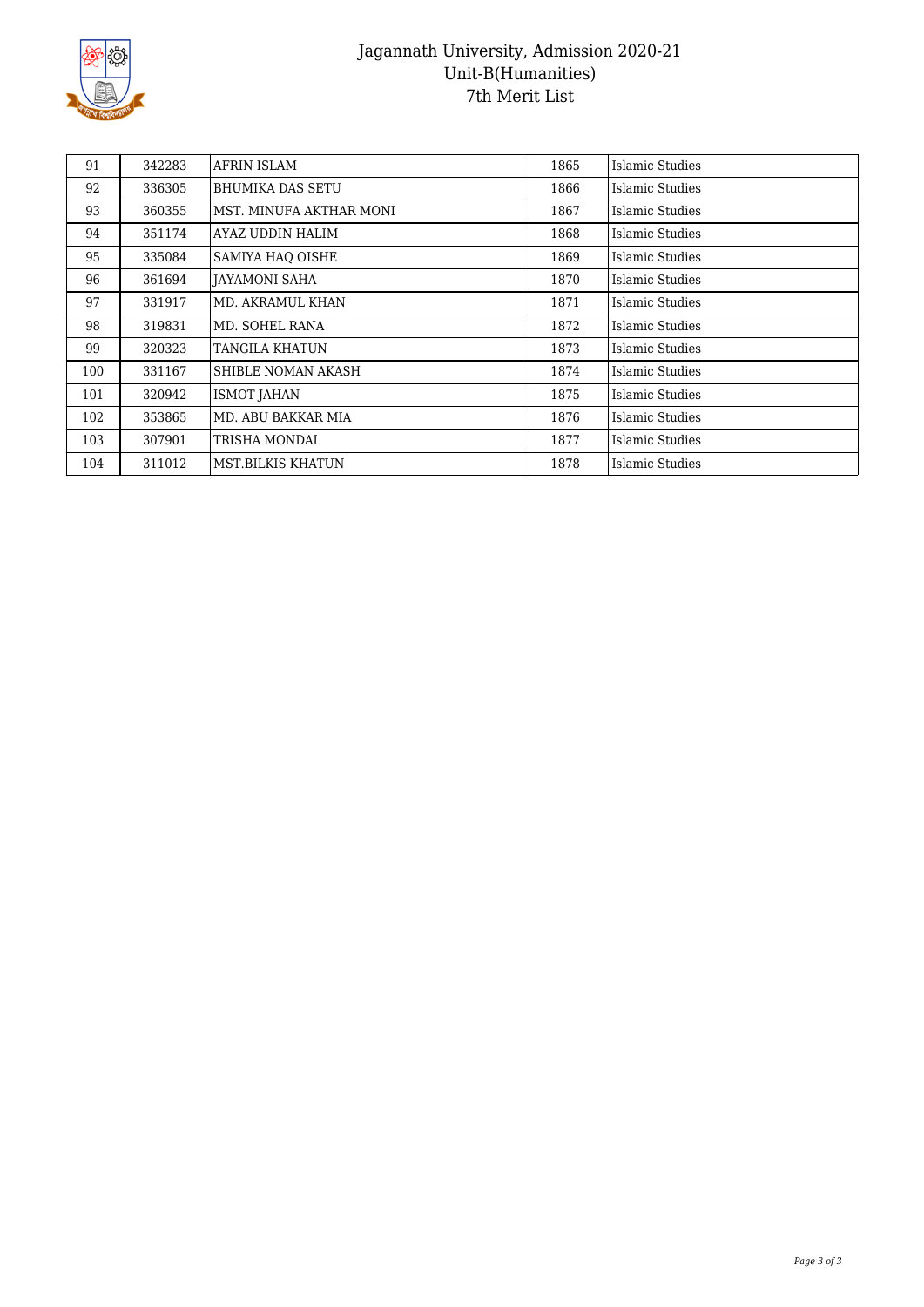# Jagannath University, Admission 2020-21
## Unit-B(Humanities)
## 7th Merit List

| | | | | |
|---|---|---|---|---|
| 91 | 342283 | AFRIN ISLAM | 1865 | Islamic Studies |
| 92 | 336305 | BHUMIKA DAS SETU | 1866 | Islamic Studies |
| 93 | 360355 | MST. MINUFA AKTHAR MONI | 1867 | Islamic Studies |
| 94 | 351174 | AYAZ UDDIN HALIM | 1868 | Islamic Studies |
| 95 | 335084 | SAMIYA HAQ OISHE | 1869 | Islamic Studies |
| 96 | 361694 | JAYAMONI SAHA | 1870 | Islamic Studies |
| 97 | 331917 | MD. AKRAMUL KHAN | 1871 | Islamic Studies |
| 98 | 319831 | MD. SOHEL RANA | 1872 | Islamic Studies |
| 99 | 320323 | TANGILA KHATUN | 1873 | Islamic Studies |
| 100 | 331167 | SHIBLE NOMAN AKASH | 1874 | Islamic Studies |
| 101 | 320942 | ISMOT JAHAN | 1875 | Islamic Studies |
| 102 | 353865 | MD. ABU BAKKAR MIA | 1876 | Islamic Studies |
| 103 | 307901 | TRISHA MONDAL | 1877 | Islamic Studies |
| 104 | 311012 | MST.BILKIS KHATUN | 1878 | Islamic Studies |